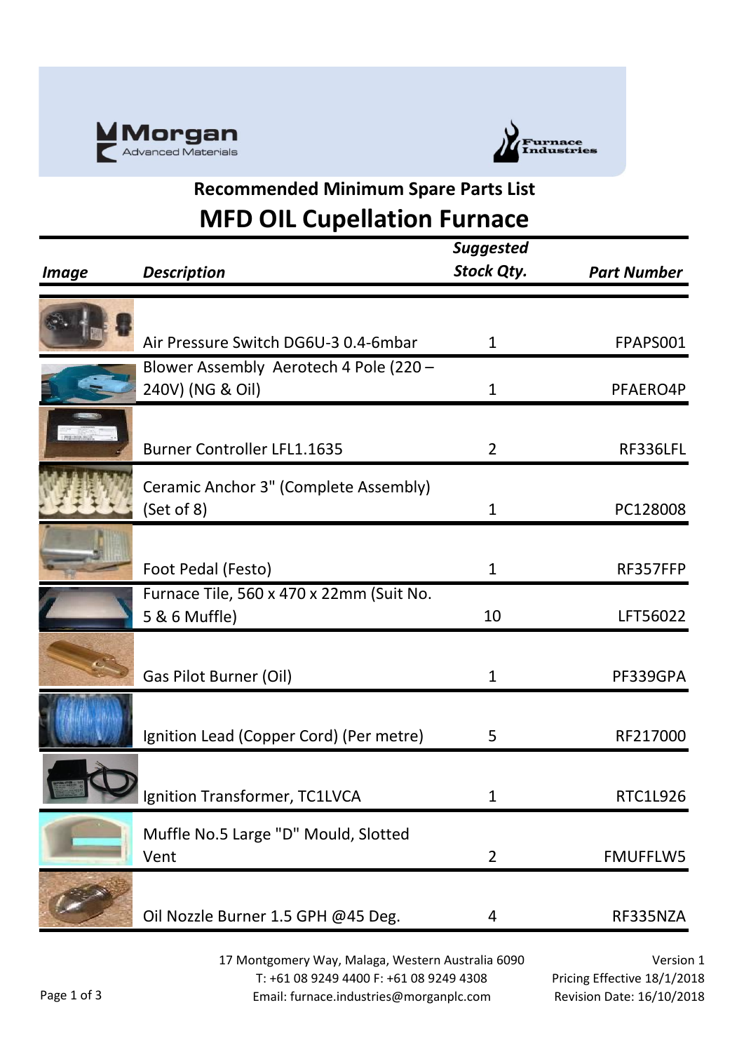## Recommended Minimum Spare Parts List

# MFD OIL Cupellation Furnace

| *Image* | *Description* | *Suggested Stock Qty.* | *Part Number* |
|---|---|---|---|
| | Air Pressure Switch DG6U-3 0.4-6mbar | 1 | FPAPS001 |
| | Blower Assembly Aerotech 4 Pole (220 – 240V) (NG & Oil) | 1 | PFAERO4P |
| | Burner Controller LFL1.1635 | 2 | RF336LFL |
| | Ceramic Anchor 3" (Complete Assembly) (Set of 8) | 1 | PC128008 |
| | Foot Pedal (Festo) | 1 | RF357FFP |
| | Furnace Tile, 560 x 470 x 22mm (Suit No. 5 & 6 Muffle) | 10 | LFT56022 |
| | Gas Pilot Burner (Oil) | 1 | PF339GPA |
| | Ignition Lead (Copper Cord) (Per metre) | 5 | RF217000 |
| | Ignition Transformer, TC1LVCA | 1 | RTC1L926 |
| | Muffle No.5 Large "D" Mould, Slotted Vent | 2 | FMUFFLW5 |
| | Oil Nozzle Burner 1.5 GPH @45 Deg. | 4 | RF335NZA |

17 Montgomery Way, Malaga, Western Australia 6090
T: +61 08 9249 4400 F: +61 08 9249 4308
Email: furnace.industries@morganplc.com

Version 1
Pricing Effective 18/1/2018
Revision Date: 16/10/2018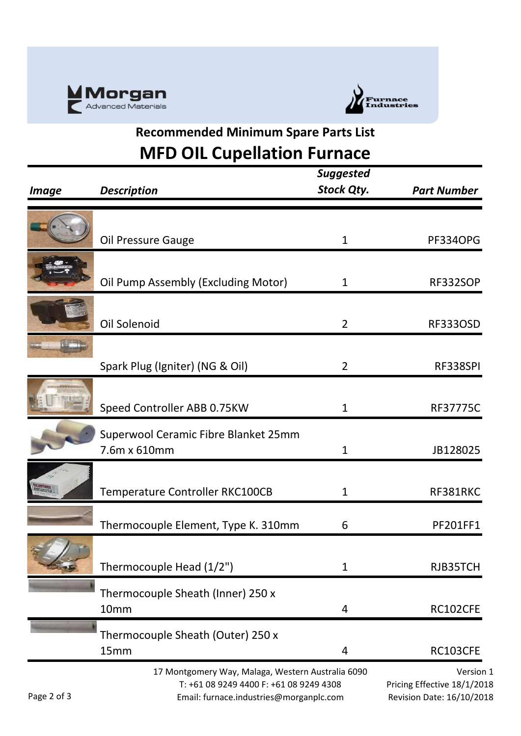## Recommended Minimum Spare Parts List

# MFD OIL Cupellation Furnace

| *Image* | *Description* | *Suggested Stock Qty.* | *Part Number* |
|---|---|---|---|
| | Oil Pressure Gauge | 1 | PF334OPG |
| | Oil Pump Assembly (Excluding Motor) | 1 | RF332SOP |
| | Oil Solenoid | 2 | RF333OSD |
| | Spark Plug (Igniter) (NG & Oil) | 2 | RF338SPI |
| | Speed Controller ABB 0.75KW | 1 | RF37775C |
| | Superwool Ceramic Fibre Blanket 25mm 7.6m x 610mm | 1 | JB128025 |
| | Temperature Controller RKC100CB | 1 | RF381RKC |
| | Thermocouple Element, Type K. 310mm | 6 | PF201FF1 |
| | Thermocouple Head (1/2") | 1 | RJB35TCH |
| | Thermocouple Sheath (Inner) 250 x 10mm | 4 | RC102CFE |
| | Thermocouple Sheath (Outer) 250 x 15mm | 4 | RC103CFE |

17 Montgomery Way, Malaga, Western Australia 6090
T: +61 08 9249 4400 F: +61 08 9249 4308
Email: furnace.industries@morganplc.com

Version 1
Pricing Effective 18/1/2018
Revision Date: 16/10/2018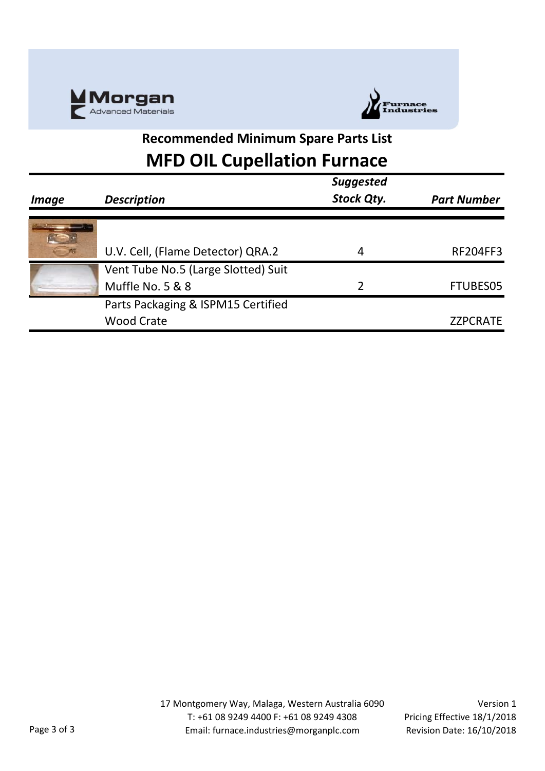## Recommended Minimum Spare Parts List

# MFD OIL Cupellation Furnace

| *Image* | *Description* | *Suggested Stock Qty.* | *Part Number* |
|---|---|---|---|
| | U.V. Cell, (Flame Detector) QRA.2 | 4 | RF204FF3 |
| | Vent Tube No.5 (Large Slotted) Suit Muffle No. 5 & 8 | 2 | FTUBES05 |
| | Parts Packaging & ISPM15 Certified Wood Crate | | ZZPCRATE |

17 Montgomery Way, Malaga, Western Australia 6090
T: +61 08 9249 4400 F: +61 08 9249 4308
Email: furnace.industries@morganplc.com

Version 1
Pricing Effective 18/1/2018
Revision Date: 16/10/2018